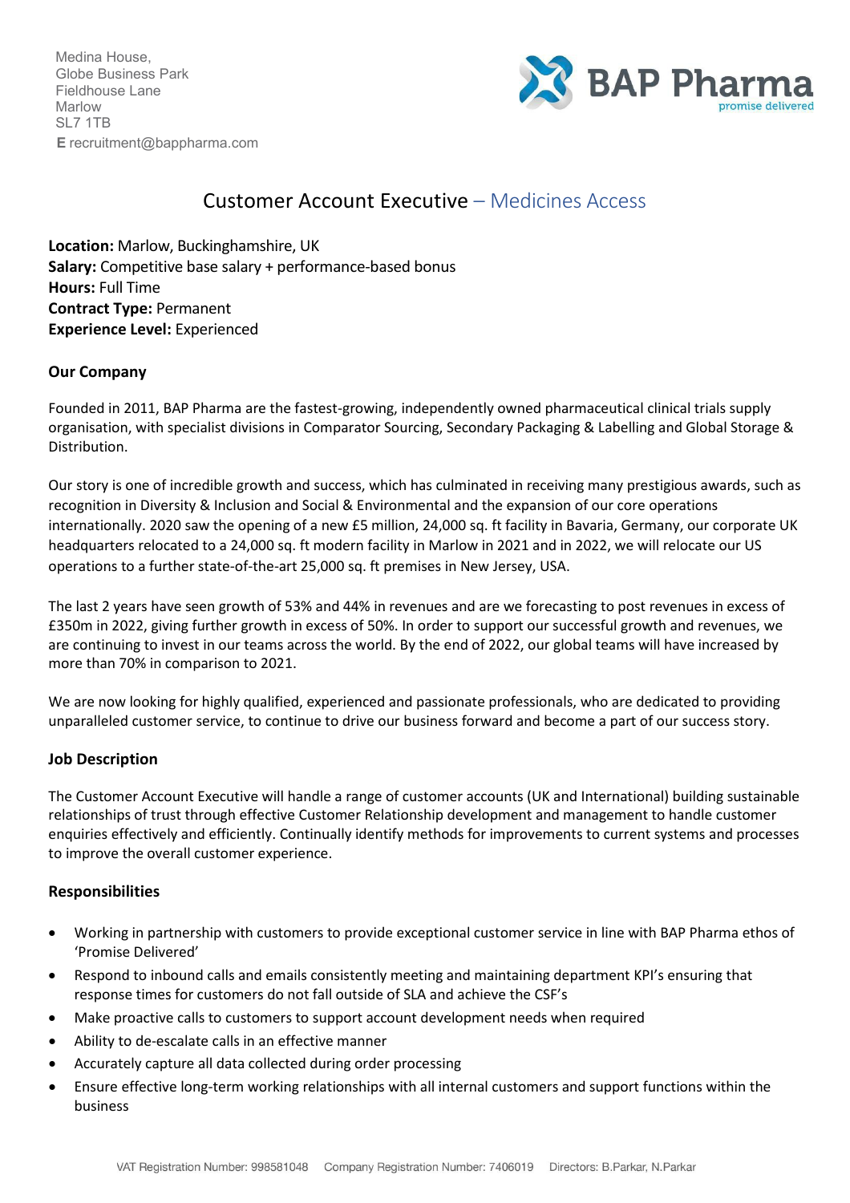Medina House,
Globe Business Park
Fieldhouse Lane
Marlow
SL7 1TB
**E** recruitment@bappharma.com

BAP Pharma
promise delivered

# Customer Account Executive – Medicines Access

**Location:** Marlow, Buckinghamshire, UK
**Salary:** Competitive base salary + performance-based bonus
**Hours:** Full Time
**Contract Type:** Permanent
**Experience Level:** Experienced

## Our Company

Founded in 2011, BAP Pharma are the fastest-growing, independently owned pharmaceutical clinical trials supply organisation, with specialist divisions in Comparator Sourcing, Secondary Packaging & Labelling and Global Storage & Distribution.

Our story is one of incredible growth and success, which has culminated in receiving many prestigious awards, such as recognition in Diversity & Inclusion and Social & Environmental and the expansion of our core operations internationally. 2020 saw the opening of a new £5 million, 24,000 sq. ft facility in Bavaria, Germany, our corporate UK headquarters relocated to a 24,000 sq. ft modern facility in Marlow in 2021 and in 2022, we will relocate our US operations to a further state-of-the-art 25,000 sq. ft premises in New Jersey, USA.

The last 2 years have seen growth of 53% and 44% in revenues and are we forecasting to post revenues in excess of £350m in 2022, giving further growth in excess of 50%. In order to support our successful growth and revenues, we are continuing to invest in our teams across the world. By the end of 2022, our global teams will have increased by more than 70% in comparison to 2021.

We are now looking for highly qualified, experienced and passionate professionals, who are dedicated to providing unparalleled customer service, to continue to drive our business forward and become a part of our success story.

## Job Description

The Customer Account Executive will handle a range of customer accounts (UK and International) building sustainable relationships of trust through effective Customer Relationship development and management to handle customer enquiries effectively and efficiently. Continually identify methods for improvements to current systems and processes to improve the overall customer experience.

## Responsibilities

- Working in partnership with customers to provide exceptional customer service in line with BAP Pharma ethos of 'Promise Delivered'
- Respond to inbound calls and emails consistently meeting and maintaining department KPI's ensuring that response times for customers do not fall outside of SLA and achieve the CSF's
- Make proactive calls to customers to support account development needs when required
- Ability to de-escalate calls in an effective manner
- Accurately capture all data collected during order processing
- Ensure effective long-term working relationships with all internal customers and support functions within the business

VAT Registration Number: 998581048 Company Registration Number: 7406019 Directors: B.Parkar, N.Parkar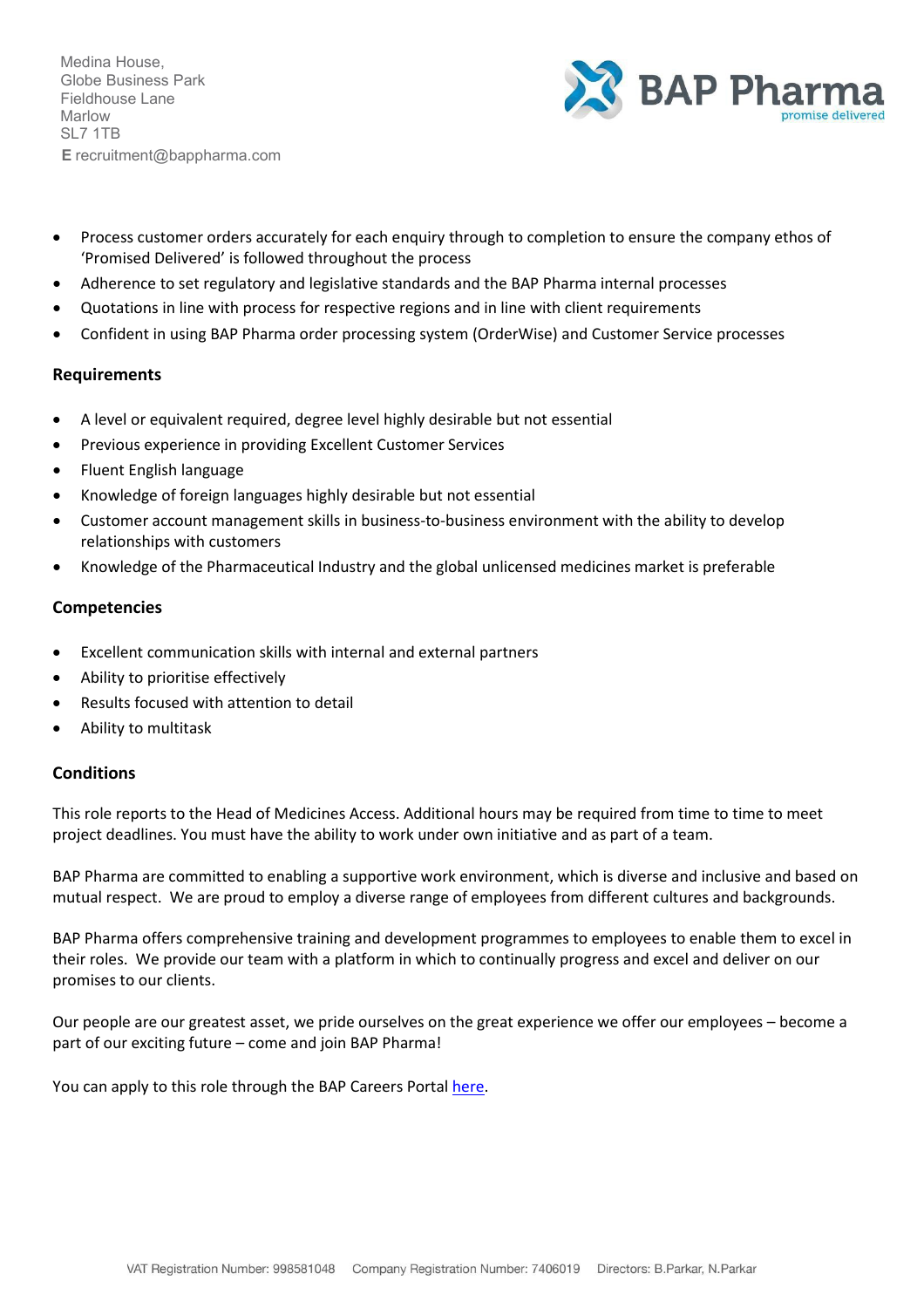Medina House,
Globe Business Park
Fieldhouse Lane
Marlow
SL7 1TB
**E** recruitment@bappharma.com

- Process customer orders accurately for each enquiry through to completion to ensure the company ethos of 'Promised Delivered' is followed throughout the process
- Adherence to set regulatory and legislative standards and the BAP Pharma internal processes
- Quotations in line with process for respective regions and in line with client requirements
- Confident in using BAP Pharma order processing system (OrderWise) and Customer Service processes

**Requirements**

- A level or equivalent required, degree level highly desirable but not essential
- Previous experience in providing Excellent Customer Services
- Fluent English language
- Knowledge of foreign languages highly desirable but not essential
- Customer account management skills in business-to-business environment with the ability to develop relationships with customers
- Knowledge of the Pharmaceutical Industry and the global unlicensed medicines market is preferable

**Competencies**

- Excellent communication skills with internal and external partners
- Ability to prioritise effectively
- Results focused with attention to detail
- Ability to multitask

**Conditions**

This role reports to the Head of Medicines Access. Additional hours may be required from time to time to meet project deadlines. You must have the ability to work under own initiative and as part of a team.

BAP Pharma are committed to enabling a supportive work environment, which is diverse and inclusive and based on mutual respect. We are proud to employ a diverse range of employees from different cultures and backgrounds.

BAP Pharma offers comprehensive training and development programmes to employees to enable them to excel in their roles. We provide our team with a platform in which to continually progress and excel and deliver on our promises to our clients.

Our people are our greatest asset, we pride ourselves on the great experience we offer our employees – become a part of our exciting future – come and join BAP Pharma!

You can apply to this role through the BAP Careers Portal here.

VAT Registration Number: 998581048 Company Registration Number: 7406019 Directors: B.Parkar, N.Parkar